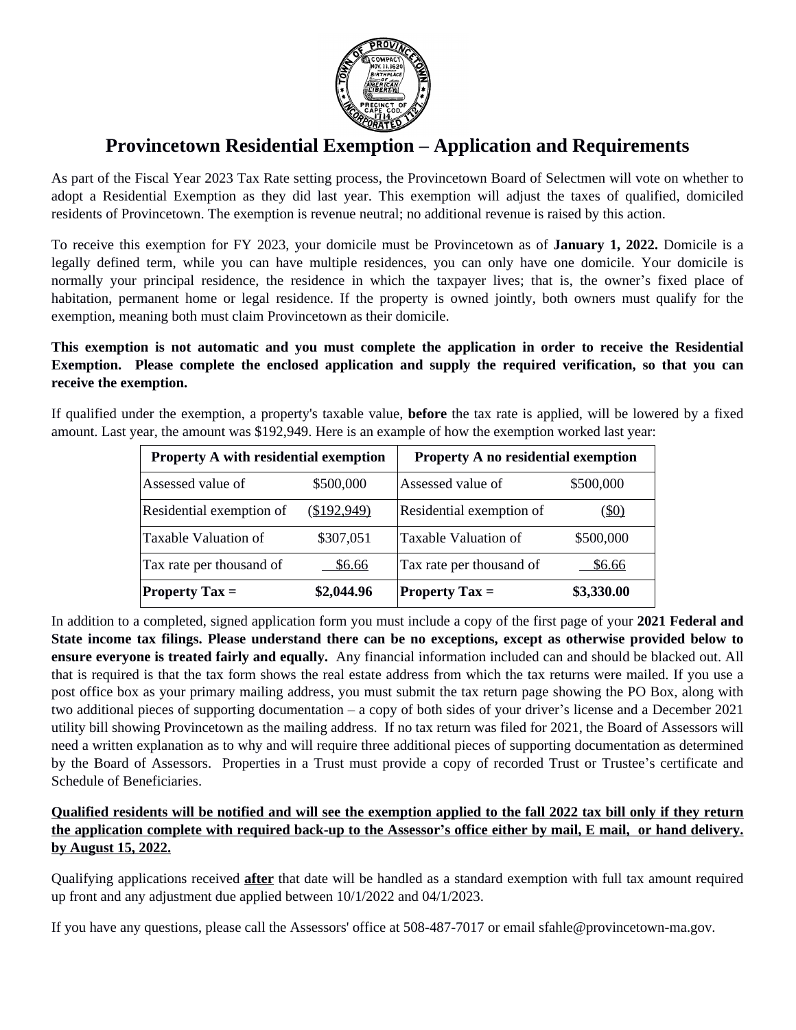# Provincetown Residential Exemption – Application and Requirements

As part of the Fiscal Year 2023 Tax Rate setting process, the Provincetown Board of Selectmen will vote on whether to adopt a Residential Exemption as they did last year. This exemption will adjust the taxes of qualified, domiciled residents of Provincetown. The exemption is revenue neutral; no additional revenue is raised by this action.

To receive this exemption for FY 2023, your domicile must be Provincetown as of **January 1, 2022.** Domicile is a legally defined term, while you can have multiple residences, you can only have one domicile. Your domicile is normally your principal residence, the residence in which the taxpayer lives; that is, the owner's fixed place of habitation, permanent home or legal residence. If the property is owned jointly, both owners must qualify for the exemption, meaning both must claim Provincetown as their domicile.

**This exemption is not automatic and you must complete the application in order to receive the Residential Exemption. Please complete the enclosed application and supply the required verification, so that you can receive the exemption.**

If qualified under the exemption, a property's taxable value, **before** the tax rate is applied, will be lowered by a fixed amount. Last year, the amount was $192,949. Here is an example of how the exemption worked last year:

| Property A with residential exemption | | Property A no residential exemption | |
|---|---|---|---|
| Assessed value of | $500,000 | Assessed value of | $500,000 |
| Residential exemption of | ($192,949) | Residential exemption of | ($0) |
| Taxable Valuation of | $307,051 | Taxable Valuation of | $500,000 |
| Tax rate per thousand of | $6.66 | Tax rate per thousand of | $6.66 |
| **Property Tax =** | **$2,044.96** | **Property Tax =** | **$3,330.00** |

In addition to a completed, signed application form you must include a copy of the first page of your **2021 Federal and State income tax filings. Please understand there can be no exceptions, except as otherwise provided below to ensure everyone is treated fairly and equally.** Any financial information included can and should be blacked out. All that is required is that the tax form shows the real estate address from which the tax returns were mailed. If you use a post office box as your primary mailing address, you must submit the tax return page showing the PO Box, along with two additional pieces of supporting documentation – a copy of both sides of your driver's license and a December 2021 utility bill showing Provincetown as the mailing address. If no tax return was filed for 2021, the Board of Assessors will need a written explanation as to why and will require three additional pieces of supporting documentation as determined by the Board of Assessors. Properties in a Trust must provide a copy of recorded Trust or Trustee's certificate and Schedule of Beneficiaries.

**Qualified residents will be notified and will see the exemption applied to the fall 2022 tax bill only if they return the application complete with required back-up to the Assessor's office either by mail, E mail, or hand delivery. by August 15, 2022.**

Qualifying applications received **after** that date will be handled as a standard exemption with full tax amount required up front and any adjustment due applied between 10/1/2022 and 04/1/2023.

If you have any questions, please call the Assessors' office at 508-487-7017 or email sfahle@provincetown-ma.gov.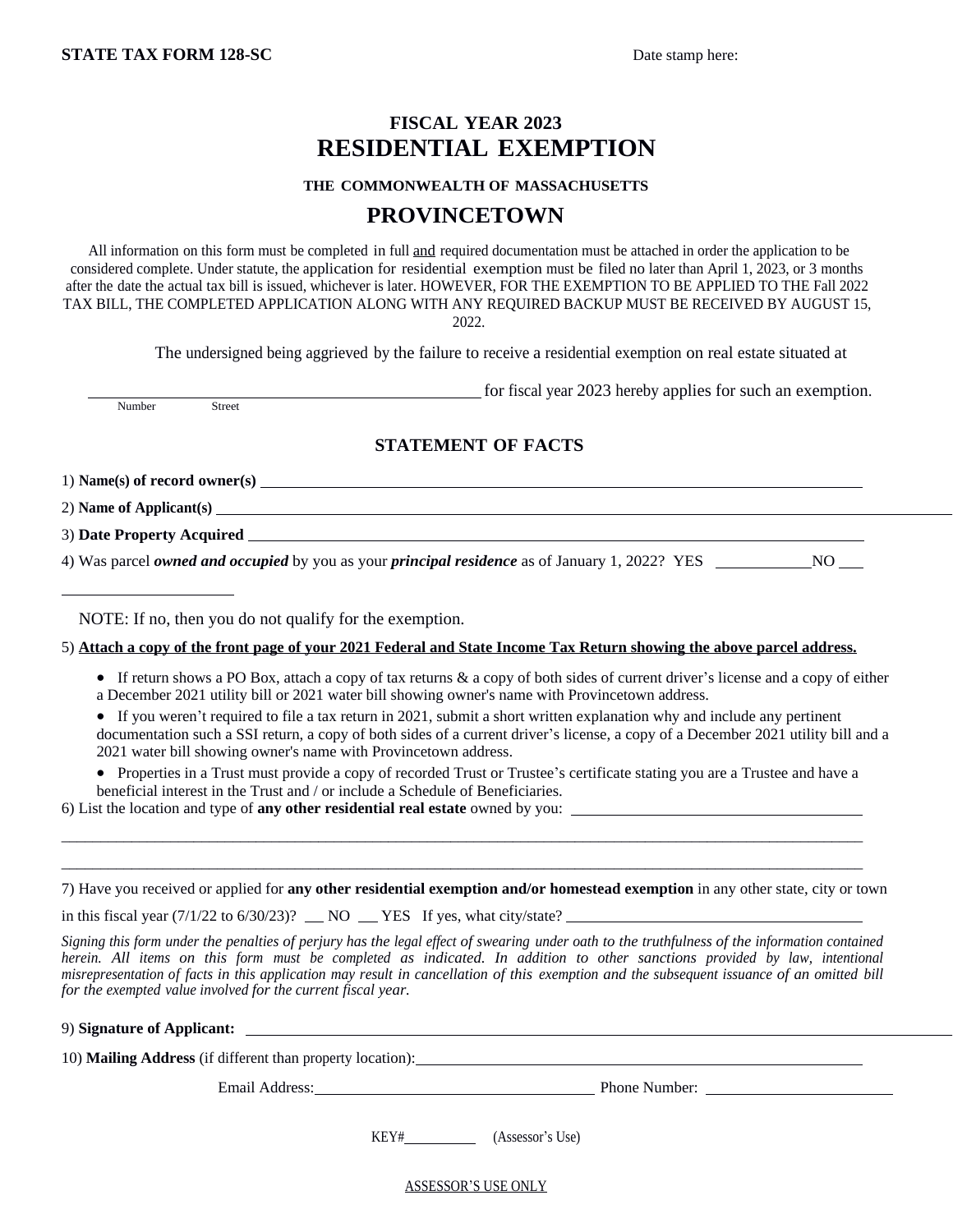**STATE TAX FORM 128-SC** Date stamp here:

# FISCAL YEAR 2023
# RESIDENTIAL EXEMPTION

### THE COMMONWEALTH OF MASSACHUSETTS

## PROVINCETOWN

All information on this form must be completed in full and required documentation must be attached in order the application to be considered complete. Under statute, the application for residential exemption must be filed no later than April 1, 2023, or 3 months after the date the actual tax bill is issued, whichever is later. HOWEVER, FOR THE EXEMPTION TO BE APPLIED TO THE Fall 2022 TAX BILL, THE COMPLETED APPLICATION ALONG WITH ANY REQUIRED BACKUP MUST BE RECEIVED BY AUGUST 15, 2022.

The undersigned being aggrieved by the failure to receive a residential exemption on real estate situated at

______________________________ for fiscal year 2023 hereby applies for such an exemption.
Number Street

### STATEMENT OF FACTS

1) **Name(s) of record owner(s)** ______________________________

2) **Name of Applicant(s)** ______________________________

3) **Date Property Acquired** ______________________________

4) Was parcel ***owned and occupied*** by you as your ***principal residence*** as of January 1, 2022? YES ________ NO ___

______________

NOTE: If no, then you do not qualify for the exemption.

5) **Attach a copy of the front page of your 2021 Federal and State Income Tax Return showing the above parcel address.**

- If return shows a PO Box, attach a copy of tax returns & a copy of both sides of current driver's license and a copy of either a December 2021 utility bill or 2021 water bill showing owner's name with Provincetown address.
- If you weren't required to file a tax return in 2021, submit a short written explanation why and include any pertinent documentation such a SSI return, a copy of both sides of a current driver's license, a copy of a December 2021 utility bill and a 2021 water bill showing owner's name with Provincetown address.
- Properties in a Trust must provide a copy of recorded Trust or Trustee's certificate stating you are a Trustee and have a beneficial interest in the Trust and / or include a Schedule of Beneficiaries.

6) List the location and type of **any other residential real estate** owned by you: ______________________________

______________________________________________________________________

______________________________________________________________________

7) Have you received or applied for **any other residential exemption and/or homestead exemption** in any other state, city or town in this fiscal year (7/1/22 to 6/30/23)? ___ NO ___ YES If yes, what city/state? ______________________________

*Signing this form under the penalties of perjury has the legal effect of swearing under oath to the truthfulness of the information contained herein. All items on this form must be completed as indicated. In addition to other sanctions provided by law, intentional misrepresentation of facts in this application may result in cancellation of this exemption and the subsequent issuance of an omitted bill for the exempted value involved for the current fiscal year.*

9) **Signature of Applicant:** ______________________________

10) **Mailing Address** (if different than property location): ______________________________

Email Address: ______________________________ Phone Number: ______________________________

KEY# __________ (Assessor's Use)

ASSESSOR'S USE ONLY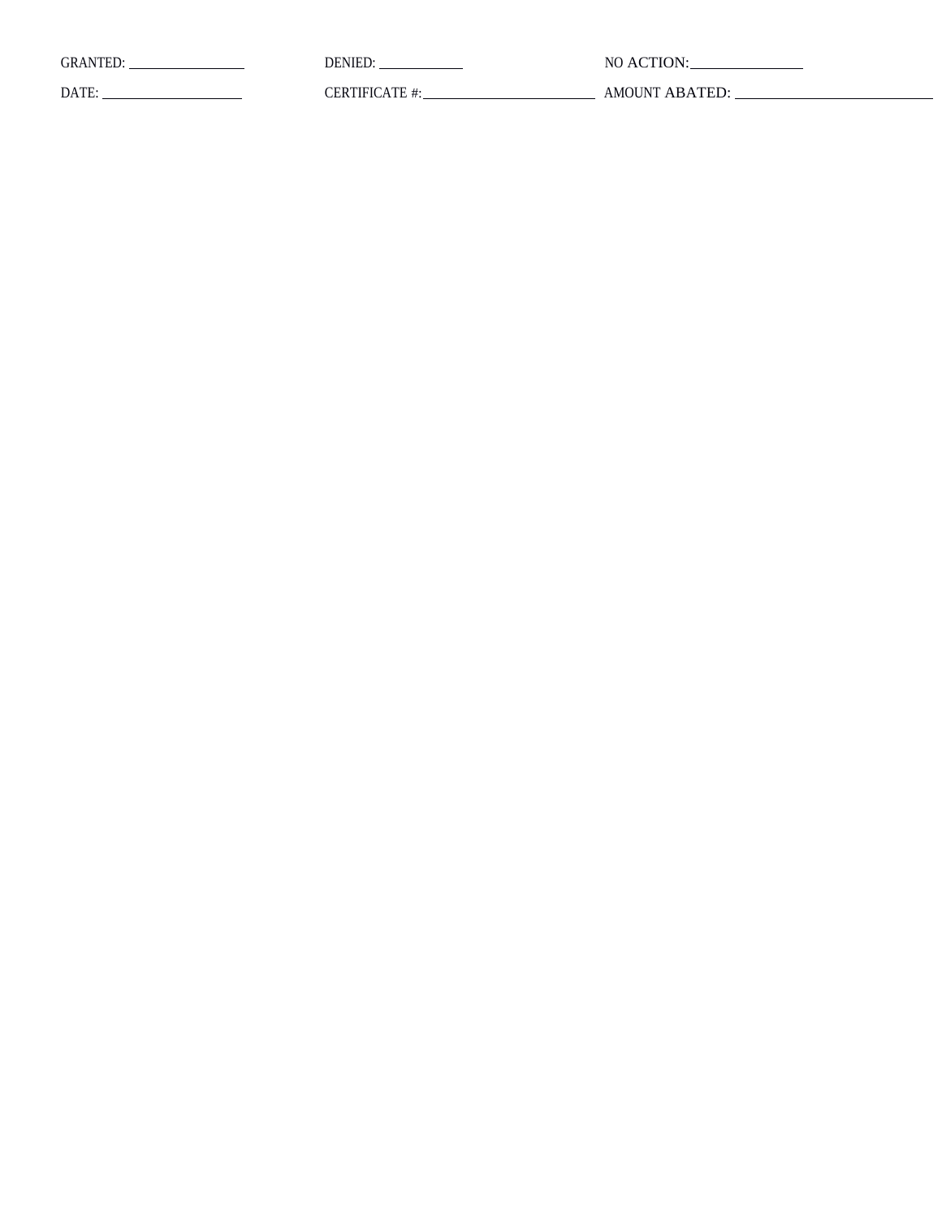GRANTED: ________________ DENIED: ____________ NO ACTION: ________________

DATE: ____________________ CERTIFICATE #: _________________________ AMOUNT ABATED: _____________________________